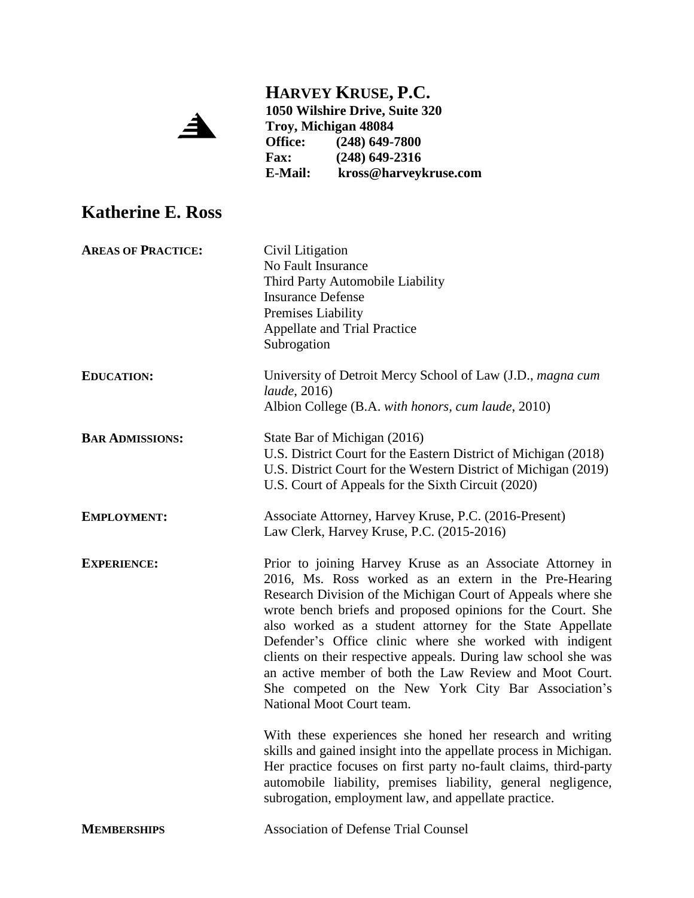# HARVEY KRUSE, P.C.

**1050 Wilshire Drive, Suite 320**
**Troy, Michigan 48084**
**Office: (248) 649-7800**
**Fax: (248) 649-2316**
**E-Mail: kross@harveykruse.com**

## Katherine E. Ross

**AREAS OF PRACTICE:**

Civil Litigation
No Fault Insurance
Third Party Automobile Liability
Insurance Defense
Premises Liability
Appellate and Trial Practice
Subrogation

**EDUCATION:**

University of Detroit Mercy School of Law (J.D., *magna cum laude*, 2016)
Albion College (B.A. *with honors, cum laude*, 2010)

**BAR ADMISSIONS:**

State Bar of Michigan (2016)
U.S. District Court for the Eastern District of Michigan (2018)
U.S. District Court for the Western District of Michigan (2019)
U.S. Court of Appeals for the Sixth Circuit (2020)

**EMPLOYMENT:**

Associate Attorney, Harvey Kruse, P.C. (2016-Present)
Law Clerk, Harvey Kruse, P.C. (2015-2016)

**EXPERIENCE:**

Prior to joining Harvey Kruse as an Associate Attorney in 2016, Ms. Ross worked as an extern in the Pre-Hearing Research Division of the Michigan Court of Appeals where she wrote bench briefs and proposed opinions for the Court. She also worked as a student attorney for the State Appellate Defender's Office clinic where she worked with indigent clients on their respective appeals. During law school she was an active member of both the Law Review and Moot Court. She competed on the New York City Bar Association's National Moot Court team.

With these experiences she honed her research and writing skills and gained insight into the appellate process in Michigan. Her practice focuses on first party no-fault claims, third-party automobile liability, premises liability, general negligence, subrogation, employment law, and appellate practice.

**MEMBERSHIPS**

Association of Defense Trial Counsel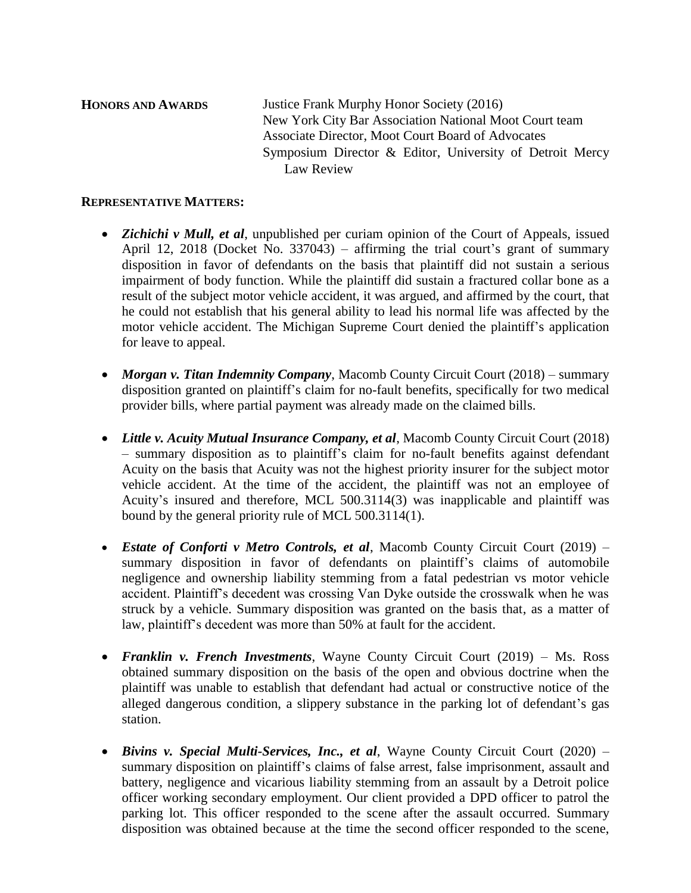**HONORS AND AWARDS**

Justice Frank Murphy Honor Society (2016)
New York City Bar Association National Moot Court team
Associate Director, Moot Court Board of Advocates
Symposium Director & Editor, University of Detroit Mercy Law Review

**REPRESENTATIVE MATTERS:**

- ***Zichichi v Mull, et al***, unpublished per curiam opinion of the Court of Appeals, issued April 12, 2018 (Docket No. 337043) – affirming the trial court's grant of summary disposition in favor of defendants on the basis that plaintiff did not sustain a serious impairment of body function. While the plaintiff did sustain a fractured collar bone as a result of the subject motor vehicle accident, it was argued, and affirmed by the court, that he could not establish that his general ability to lead his normal life was affected by the motor vehicle accident. The Michigan Supreme Court denied the plaintiff's application for leave to appeal.

- ***Morgan v. Titan Indemnity Company***, Macomb County Circuit Court (2018) – summary disposition granted on plaintiff's claim for no-fault benefits, specifically for two medical provider bills, where partial payment was already made on the claimed bills.

- ***Little v. Acuity Mutual Insurance Company, et al***, Macomb County Circuit Court (2018) – summary disposition as to plaintiff's claim for no-fault benefits against defendant Acuity on the basis that Acuity was not the highest priority insurer for the subject motor vehicle accident. At the time of the accident, the plaintiff was not an employee of Acuity's insured and therefore, MCL 500.3114(3) was inapplicable and plaintiff was bound by the general priority rule of MCL 500.3114(1).

- ***Estate of Conforti v Metro Controls, et al***, Macomb County Circuit Court (2019) – summary disposition in favor of defendants on plaintiff's claims of automobile negligence and ownership liability stemming from a fatal pedestrian vs motor vehicle accident. Plaintiff's decedent was crossing Van Dyke outside the crosswalk when he was struck by a vehicle. Summary disposition was granted on the basis that, as a matter of law, plaintiff's decedent was more than 50% at fault for the accident.

- ***Franklin v. French Investments***, Wayne County Circuit Court (2019) – Ms. Ross obtained summary disposition on the basis of the open and obvious doctrine when the plaintiff was unable to establish that defendant had actual or constructive notice of the alleged dangerous condition, a slippery substance in the parking lot of defendant's gas station.

- ***Bivins v. Special Multi-Services, Inc., et al***, Wayne County Circuit Court (2020) – summary disposition on plaintiff's claims of false arrest, false imprisonment, assault and battery, negligence and vicarious liability stemming from an assault by a Detroit police officer working secondary employment. Our client provided a DPD officer to patrol the parking lot. This officer responded to the scene after the assault occurred. Summary disposition was obtained because at the time the second officer responded to the scene,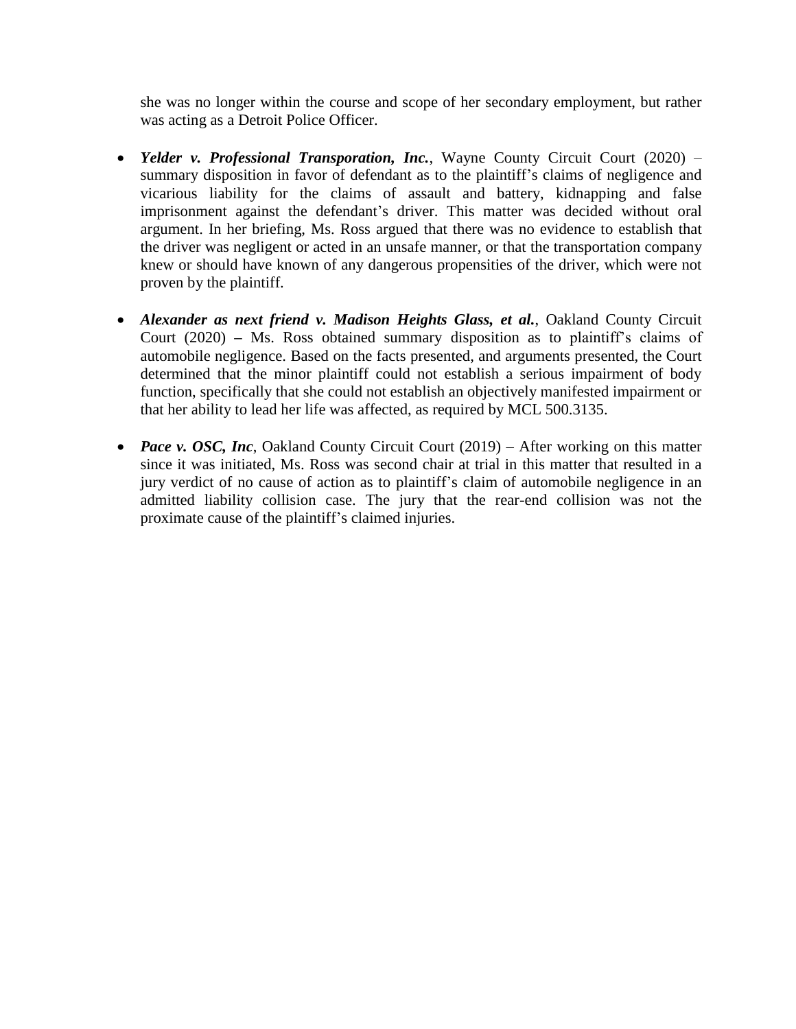she was no longer within the course and scope of her secondary employment, but rather was acting as a Detroit Police Officer.

- ***Yelder v. Professional Transporation, Inc.***, Wayne County Circuit Court (2020) – summary disposition in favor of defendant as to the plaintiff's claims of negligence and vicarious liability for the claims of assault and battery, kidnapping and false imprisonment against the defendant's driver. This matter was decided without oral argument. In her briefing, Ms. Ross argued that there was no evidence to establish that the driver was negligent or acted in an unsafe manner, or that the transportation company knew or should have known of any dangerous propensities of the driver, which were not proven by the plaintiff.

- ***Alexander as next friend v. Madison Heights Glass, et al.***, Oakland County Circuit Court (2020) – Ms. Ross obtained summary disposition as to plaintiff's claims of automobile negligence. Based on the facts presented, and arguments presented, the Court determined that the minor plaintiff could not establish a serious impairment of body function, specifically that she could not establish an objectively manifested impairment or that her ability to lead her life was affected, as required by MCL 500.3135.

- ***Pace v. OSC, Inc***, Oakland County Circuit Court (2019) – After working on this matter since it was initiated, Ms. Ross was second chair at trial in this matter that resulted in a jury verdict of no cause of action as to plaintiff's claim of automobile negligence in an admitted liability collision case. The jury that the rear-end collision was not the proximate cause of the plaintiff's claimed injuries.